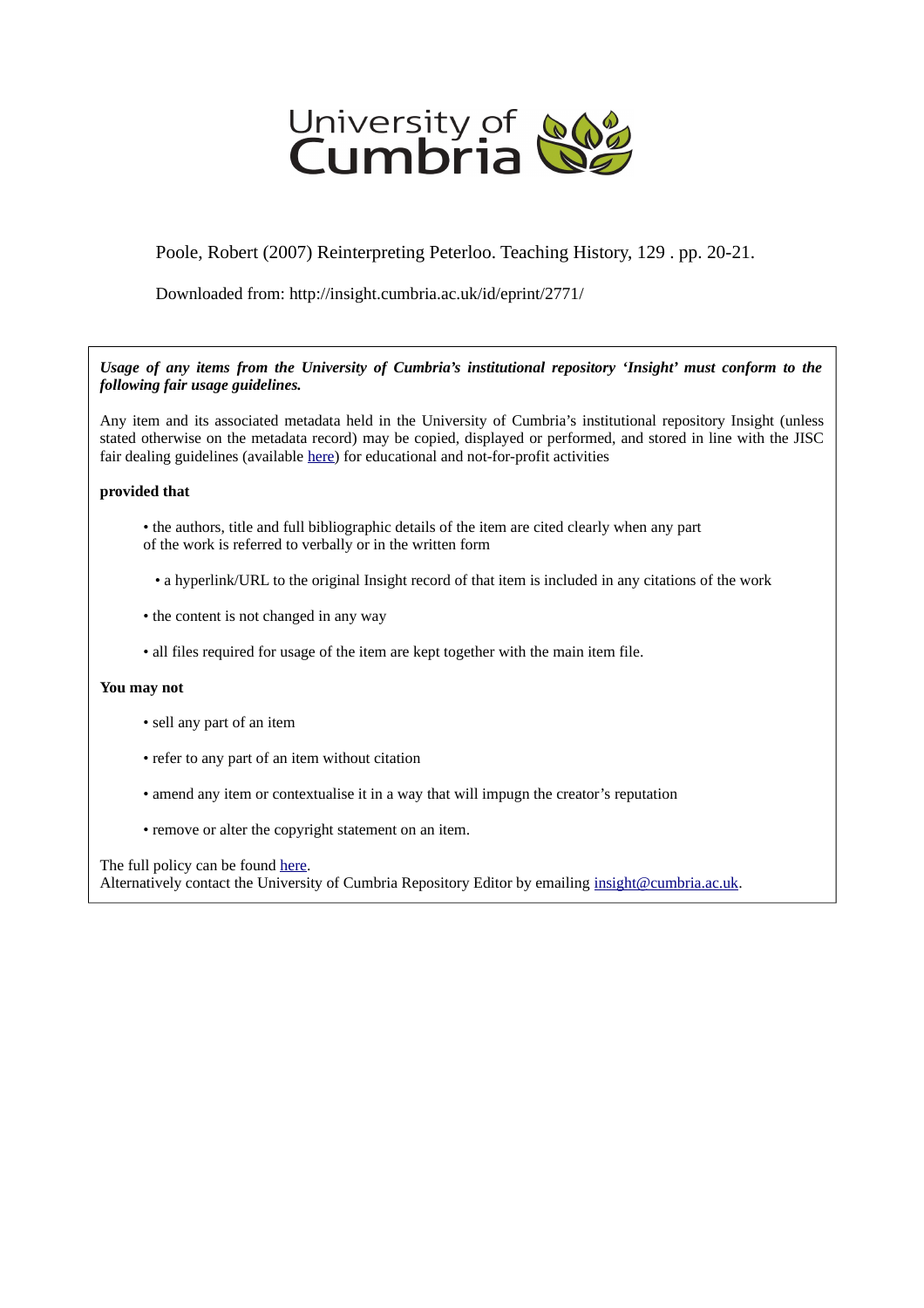University of Cumbria

Poole, Robert (2007) Reinterpreting Peterloo. Teaching History, 129 . pp. 20-21.

Downloaded from: http://insight.cumbria.ac.uk/id/eprint/2771/

***Usage of any items from the University of Cumbria's institutional repository 'Insight' must conform to the following fair usage guidelines.***

Any item and its associated metadata held in the University of Cumbria's institutional repository Insight (unless stated otherwise on the metadata record) may be copied, displayed or performed, and stored in line with the JISC fair dealing guidelines (available here) for educational and not-for-profit activities

**provided that**

- the authors, title and full bibliographic details of the item are cited clearly when any part of the work is referred to verbally or in the written form
- a hyperlink/URL to the original Insight record of that item is included in any citations of the work
- the content is not changed in any way
- all files required for usage of the item are kept together with the main item file.

**You may not**

- sell any part of an item
- refer to any part of an item without citation
- amend any item or contextualise it in a way that will impugn the creator's reputation
- remove or alter the copyright statement on an item.

The full policy can be found here.
Alternatively contact the University of Cumbria Repository Editor by emailing insight@cumbria.ac.uk.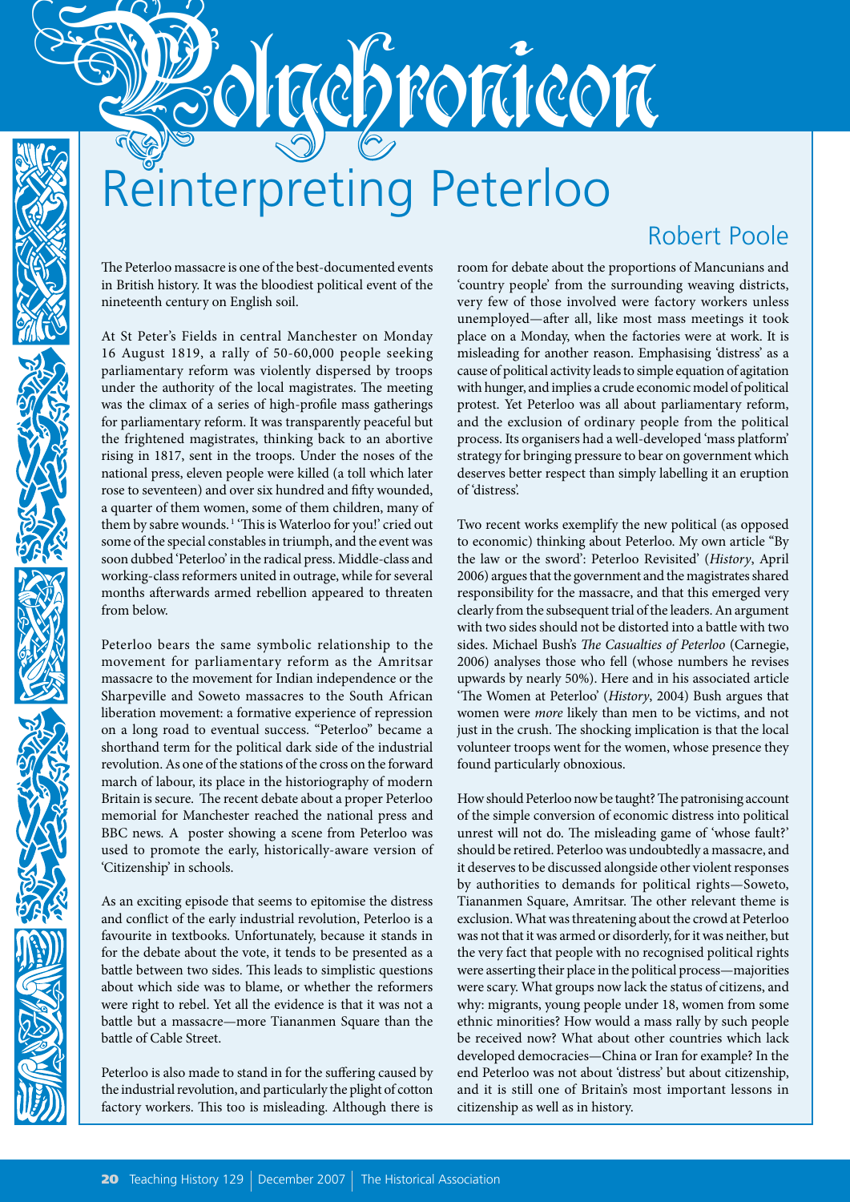# Polychronicon

# Reinterpreting Peterloo

## Robert Poole

The Peterloo massacre is one of the best-documented events in British history. It was the bloodiest political event of the nineteenth century on English soil.

At St Peter's Fields in central Manchester on Monday 16 August 1819, a rally of 50-60,000 people seeking parliamentary reform was violently dispersed by troops under the authority of the local magistrates. The meeting was the climax of a series of high-profile mass gatherings for parliamentary reform. It was transparently peaceful but the frightened magistrates, thinking back to an abortive rising in 1817, sent in the troops. Under the noses of the national press, eleven people were killed (a toll which later rose to seventeen) and over six hundred and fifty wounded, a quarter of them women, some of them children, many of them by sabre wounds.[1] 'This is Waterloo for you!' cried out some of the special constables in triumph, and the event was soon dubbed 'Peterloo' in the radical press. Middle-class and working-class reformers united in outrage, while for several months afterwards armed rebellion appeared to threaten from below.

Peterloo bears the same symbolic relationship to the movement for parliamentary reform as the Amritsar massacre to the movement for Indian independence or the Sharpeville and Soweto massacres to the South African liberation movement: a formative experience of repression on a long road to eventual success. "Peterloo" became a shorthand term for the political dark side of the industrial revolution. As one of the stations of the cross on the forward march of labour, its place in the historiography of modern Britain is secure. The recent debate about a proper Peterloo memorial for Manchester reached the national press and BBC news. A poster showing a scene from Peterloo was used to promote the early, historically-aware version of 'Citizenship' in schools.

As an exciting episode that seems to epitomise the distress and conflict of the early industrial revolution, Peterloo is a favourite in textbooks. Unfortunately, because it stands in for the debate about the vote, it tends to be presented as a battle between two sides. This leads to simplistic questions about which side was to blame, or whether the reformers were right to rebel. Yet all the evidence is that it was not a battle but a massacre—more Tiananmen Square than the battle of Cable Street.

Peterloo is also made to stand in for the suffering caused by the industrial revolution, and particularly the plight of cotton factory workers. This too is misleading. Although there is room for debate about the proportions of Mancunians and 'country people' from the surrounding weaving districts, very few of those involved were factory workers unless unemployed—after all, like most mass meetings it took place on a Monday, when the factories were at work. It is misleading for another reason. Emphasising 'distress' as a cause of political activity leads to simple equation of agitation with hunger, and implies a crude economic model of political protest. Yet Peterloo was all about parliamentary reform, and the exclusion of ordinary people from the political process. Its organisers had a well-developed 'mass platform' strategy for bringing pressure to bear on government which deserves better respect than simply labelling it an eruption of 'distress'.

Two recent works exemplify the new political (as opposed to economic) thinking about Peterloo. My own article "By the law or the sword': Peterloo Revisited' (*History*, April 2006) argues that the government and the magistrates shared responsibility for the massacre, and that this emerged very clearly from the subsequent trial of the leaders. An argument with two sides should not be distorted into a battle with two sides. Michael Bush's *The Casualties of Peterloo* (Carnegie, 2006) analyses those who fell (whose numbers he revises upwards by nearly 50%). Here and in his associated article 'The Women at Peterloo' (*History*, 2004) Bush argues that women were *more* likely than men to be victims, and not just in the crush. The shocking implication is that the local volunteer troops went for the women, whose presence they found particularly obnoxious.

How should Peterloo now be taught? The patronising account of the simple conversion of economic distress into political unrest will not do. The misleading game of 'whose fault?' should be retired. Peterloo was undoubtedly a massacre, and it deserves to be discussed alongside other violent responses by authorities to demands for political rights—Soweto, Tiananmen Square, Amritsar. The other relevant theme is exclusion. What was threatening about the crowd at Peterloo was not that it was armed or disorderly, for it was neither, but the very fact that people with no recognised political rights were asserting their place in the political process—majorities were scary. What groups now lack the status of citizens, and why: migrants, young people under 18, women from some ethnic minorities? How would a mass rally by such people be received now? What about other countries which lack developed democracies—China or Iran for example? In the end Peterloo was not about 'distress' but about citizenship, and it is still one of Britain's most important lessons in citizenship as well as in history.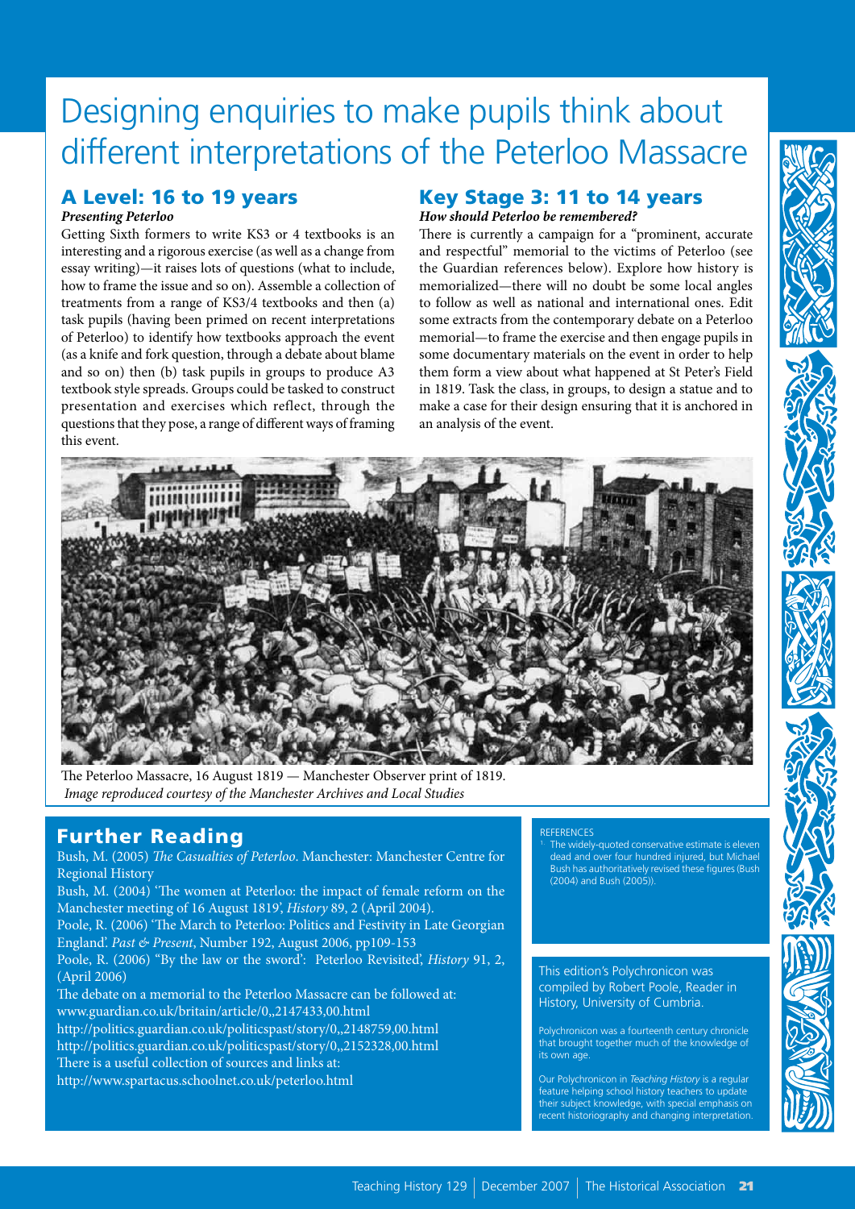# Designing enquiries to make pupils think about different interpretations of the Peterloo Massacre

## A Level: 16 to 19 years

***Presenting Peterloo***

Getting Sixth formers to write KS3 or 4 textbooks is an interesting and a rigorous exercise (as well as a change from essay writing)—it raises lots of questions (what to include, how to frame the issue and so on). Assemble a collection of treatments from a range of KS3/4 textbooks and then (a) task pupils (having been primed on recent interpretations of Peterloo) to identify how textbooks approach the event (as a knife and fork question, through a debate about blame and so on) then (b) task pupils in groups to produce A3 textbook style spreads. Groups could be tasked to construct presentation and exercises which reflect, through the questions that they pose, a range of different ways of framing this event.

## Key Stage 3: 11 to 14 years

***How should Peterloo be remembered?***

There is currently a campaign for a "prominent, accurate and respectful" memorial to the victims of Peterloo (see the Guardian references below). Explore how history is memorialized—there will no doubt be some local angles to follow as well as national and international ones. Edit some extracts from the contemporary debate on a Peterloo memorial—to frame the exercise and then engage pupils in some documentary materials on the event in order to help them form a view about what happened at St Peter's Field in 1819. Task the class, in groups, to design a statue and to make a case for their design ensuring that it is anchored in an analysis of the event.

The Peterloo Massacre, 16 August 1819 — Manchester Observer print of 1819.
*Image reproduced courtesy of the Manchester Archives and Local Studies*

## Further Reading

Bush, M. (2005) *The Casualties of Peterloo*. Manchester: Manchester Centre for Regional History

Bush, M. (2004) 'The women at Peterloo: the impact of female reform on the Manchester meeting of 16 August 1819', *History* 89, 2 (April 2004).

Poole, R. (2006) 'The March to Peterloo: Politics and Festivity in Late Georgian England'. *Past & Present*, Number 192, August 2006, pp109-153

Poole, R. (2006) "By the law or the sword': Peterloo Revisited', *History* 91, 2, (April 2006)

The debate on a memorial to the Peterloo Massacre can be followed at:
www.guardian.co.uk/britain/article/0,,2147433,00.html
http://politics.guardian.co.uk/politicspast/story/0,,2148759,00.html
http://politics.guardian.co.uk/politicspast/story/0,,2152328,00.html

There is a useful collection of sources and links at:
http://www.spartacus.schoolnet.co.uk/peterloo.html

REFERENCES

[1] The widely-quoted conservative estimate is eleven dead and over four hundred injured, but Michael Bush has authoritatively revised these figures (Bush (2004) and Bush (2005)).

This edition's Polychronicon was compiled by Robert Poole, Reader in History, University of Cumbria.

Polychronicon was a fourteenth century chronicle that brought together much of the knowledge of its own age.

Our Polychronicon in *Teaching History* is a regular feature helping school history teachers to update their subject knowledge, with special emphasis on recent historiography and changing interpretation.